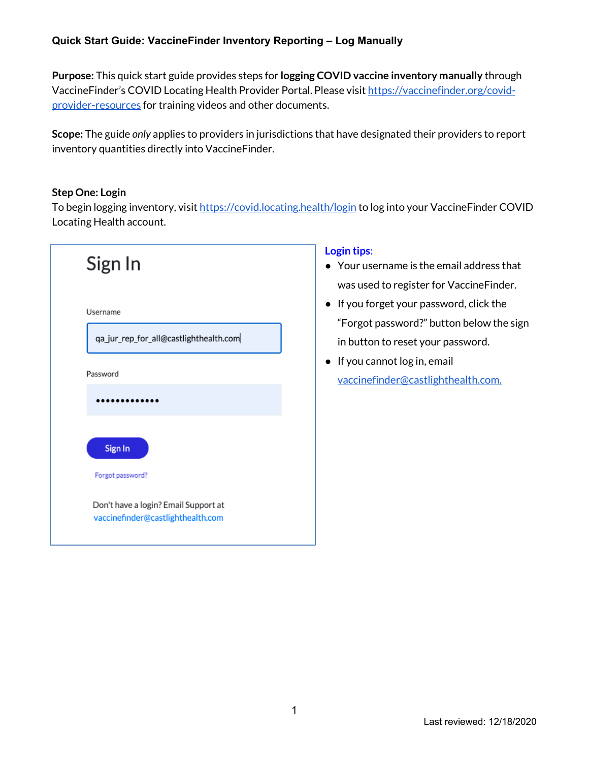**Quick Start Guide: VaccineFinder Inventory Reporting – Log Manually**

**Purpose:** This quick start guide provides steps for **logging COVID vaccine inventory manually** through VaccineFinder's COVID Locating Health Provider Portal. Please visit https://vaccinefinder.org/covid-provider-resources for training videos and other documents.

**Scope:** The guide *only* applies to providers in jurisdictions that have designated their providers to report inventory quantities directly into VaccineFinder.

**Step One: Login**

To begin logging inventory, visit https://covid.locating.health/login to log into your VaccineFinder COVID Locating Health account.

Sign In

Username

qa_jur_rep_for_all@castlighthealth.com

Password

•••••••••••••

Sign In

Forgot password?

Don't have a login? Email Support at vaccinefinder@castlighthealth.com

**Login tips:**

- Your username is the email address that was used to register for VaccineFinder.
- If you forget your password, click the "Forgot password?" button below the sign in button to reset your password.
- If you cannot log in, email vaccinefinder@castlighthealth.com.

Last reviewed: 12/18/2020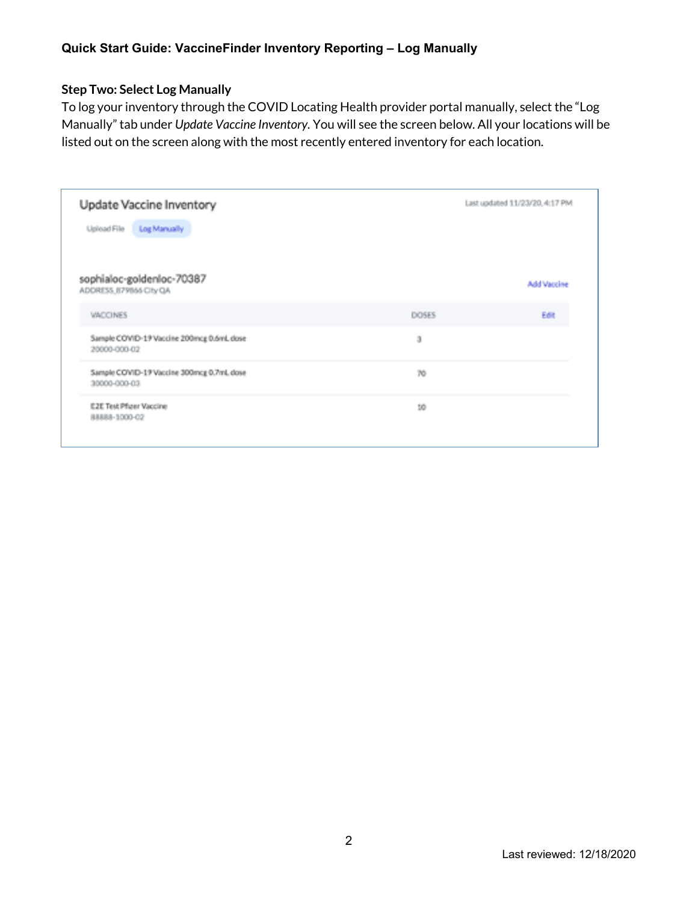**Quick Start Guide: VaccineFinder Inventory Reporting – Log Manually**

### Step Two: Select Log Manually

To log your inventory through the COVID Locating Health provider portal manually, select the "Log Manually" tab under *Update Vaccine Inventory*. You will see the screen below. All your locations will be listed out on the screen along with the most recently entered inventory for each location.

Update Vaccine Inventory

Last updated 11/23/20, 4:17 PM

Upload File | Log Manually

sophialoc-goldenloc-70387
ADDRESS_879866 City QA

Add Vaccine

| VACCINES | DOSES | Edit |
|---|---|---|
| Sample COVID-19 Vaccine 200mcg 0.6mL dose<br>20000-000-02 | 3 | |
| Sample COVID-19 Vaccine 300mcg 0.7mL dose<br>30000-000-03 | 70 | |
| E2E Test Pfizer Vaccine<br>88888-1000-02 | 10 | |

Last reviewed: 12/18/2020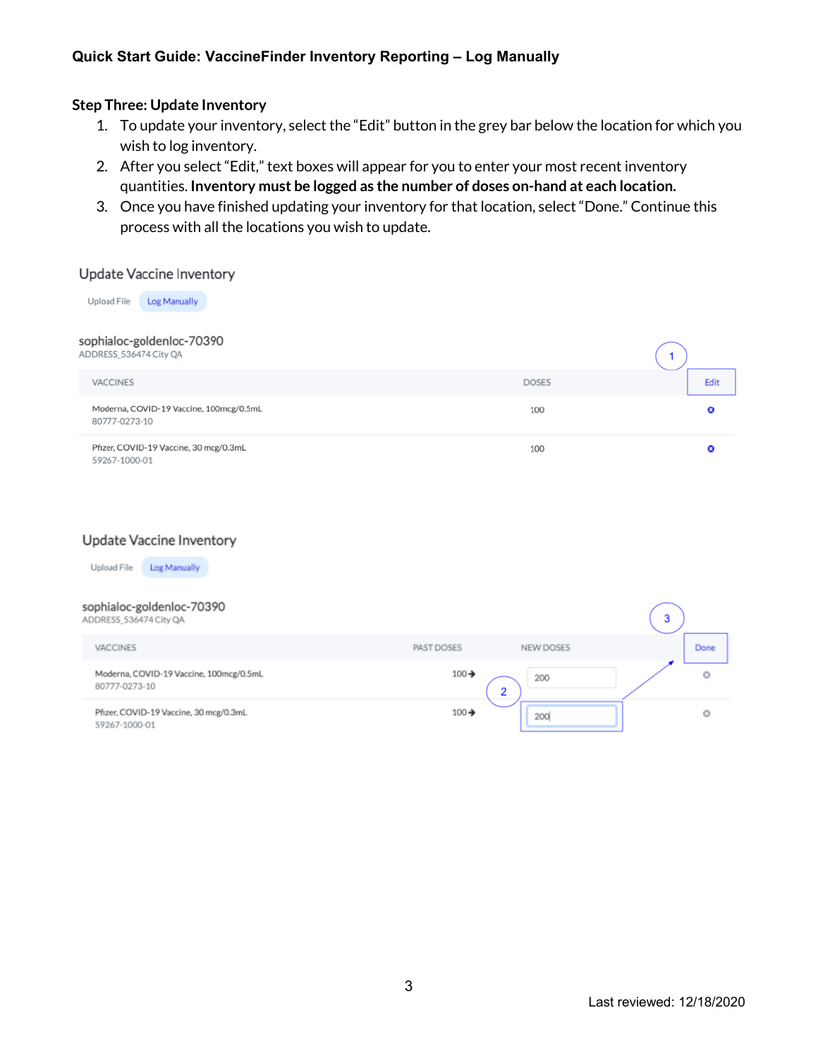### Step Three: Update Inventory

1. To update your inventory, select the "Edit" button in the grey bar below the location for which you wish to log inventory.
2. After you select "Edit," text boxes will appear for you to enter your most recent inventory quantities. **Inventory must be logged as the number of doses on-hand at each location.**
3. Once you have finished updating your inventory for that location, select "Done." Continue this process with all the locations you wish to update.

Update Vaccine Inventory

Upload File | Log Manually

sophialoc-goldenloc-70390
ADDRESS_536474 City QA

1

| VACCINES | DOSES | Edit |
|---|---|---|
| Moderna, COVID-19 Vaccine, 100mcg/0.5mL<br>80777-0273-10 | 100 | |
| Pfizer, COVID-19 Vaccine, 30 mcg/0.3mL<br>59267-1000-01 | 100 | |

Update Vaccine Inventory

Upload File | Log Manually

sophialoc-goldenloc-70390
ADDRESS_536474 City QA

3

| VACCINES | PAST DOSES | NEW DOSES | Done |
|---|---|---|---|
| Moderna, COVID-19 Vaccine, 100mcg/0.5mL<br>80777-0273-10 | 100 → | 200 | |
| Pfizer, COVID-19 Vaccine, 30 mcg/0.3mL<br>59267-1000-01 | 100 → | 200 | |

2

Last reviewed: 12/18/2020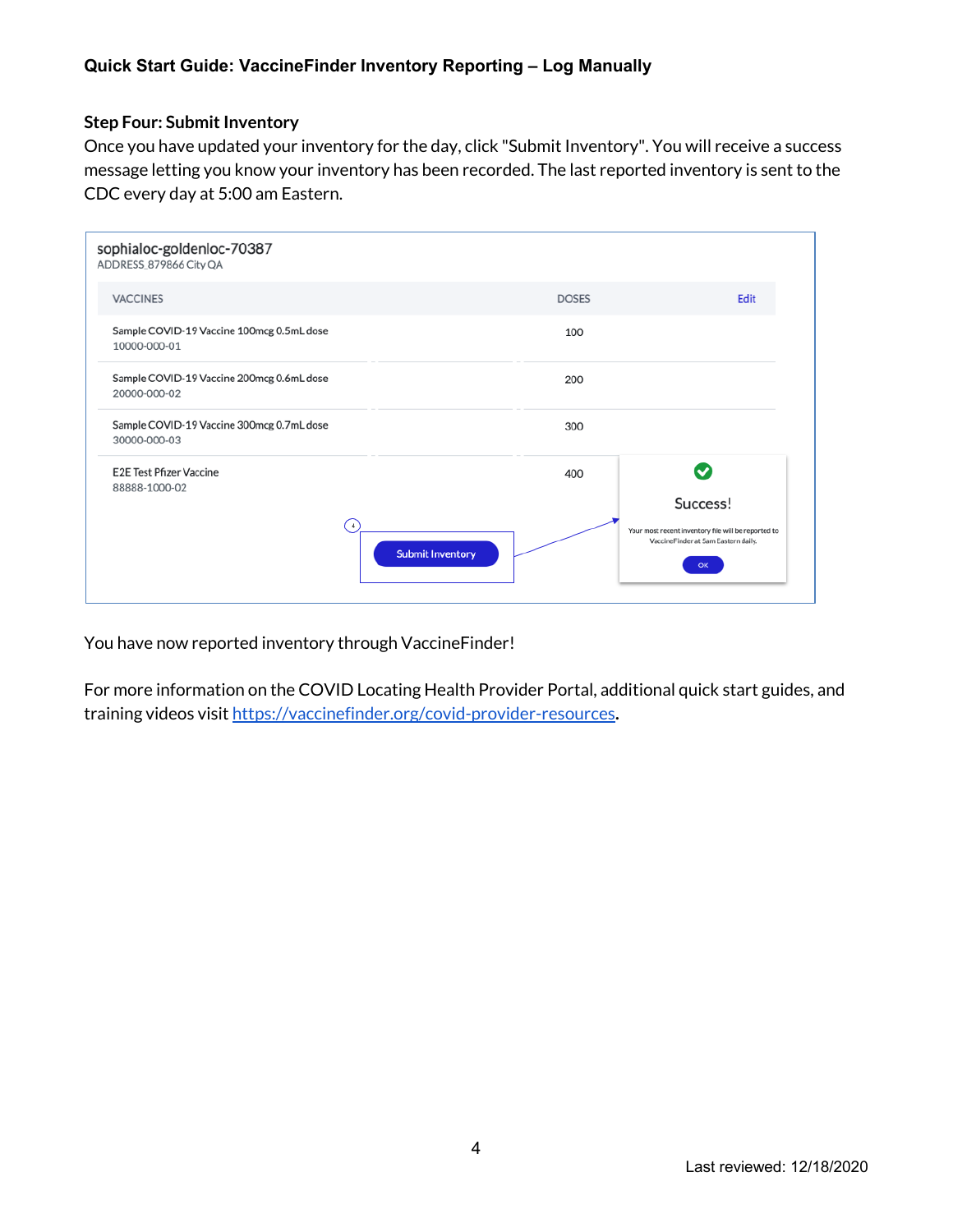**Quick Start Guide: VaccineFinder Inventory Reporting – Log Manually**

### Step Four: Submit Inventory

Once you have updated your inventory for the day, click "Submit Inventory". You will receive a success message letting you know your inventory has been recorded. The last reported inventory is sent to the CDC every day at 5:00 am Eastern.

sophialoc-goldenloc-70387
ADDRESS_879866 City QA

| VACCINES | DOSES | Edit |
| --- | --- | --- |
| Sample COVID-19 Vaccine 100mcg 0.5mL dose 10000-000-01 | 100 | |
| Sample COVID-19 Vaccine 200mcg 0.6mL dose 20000-000-02 | 200 | |
| Sample COVID-19 Vaccine 300mcg 0.7mL dose 30000-000-03 | 300 | |
| E2E Test Pfizer Vaccine 88888-1000-02 | 400 | |

4

Submit Inventory

Success!

Your most recent inventory file will be reported to VaccineFinder at 5am Eastern daily.

OK

You have now reported inventory through VaccineFinder!

For more information on the COVID Locating Health Provider Portal, additional quick start guides, and training videos visit https://vaccinefinder.org/covid-provider-resources.

Last reviewed: 12/18/2020